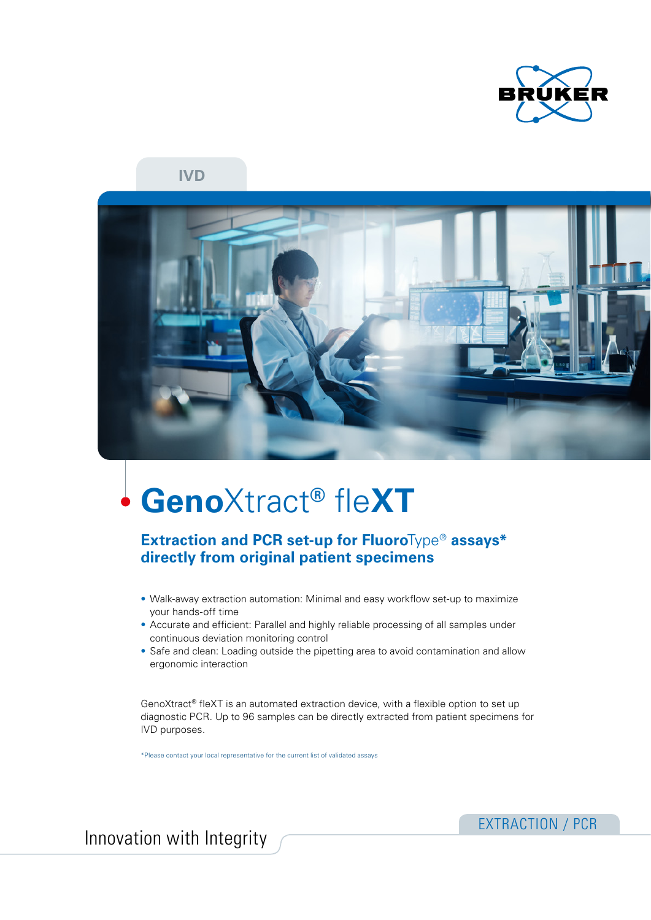IVD

# GenoXtract® fleXT

## Extraction and PCR set-up for FluoroType® assays* directly from original patient specimens

- Walk-away extraction automation: Minimal and easy workflow set-up to maximize your hands-off time
- Accurate and efficient: Parallel and highly reliable processing of all samples under continuous deviation monitoring control
- Safe and clean: Loading outside the pipetting area to avoid contamination and allow ergonomic interaction

GenoXtract® fleXT is an automated extraction device, with a flexible option to set up diagnostic PCR. Up to 96 samples can be directly extracted from patient specimens for IVD purposes.

*Please contact your local representative for the current list of validated assays

Innovation with Integrity

EXTRACTION / PCR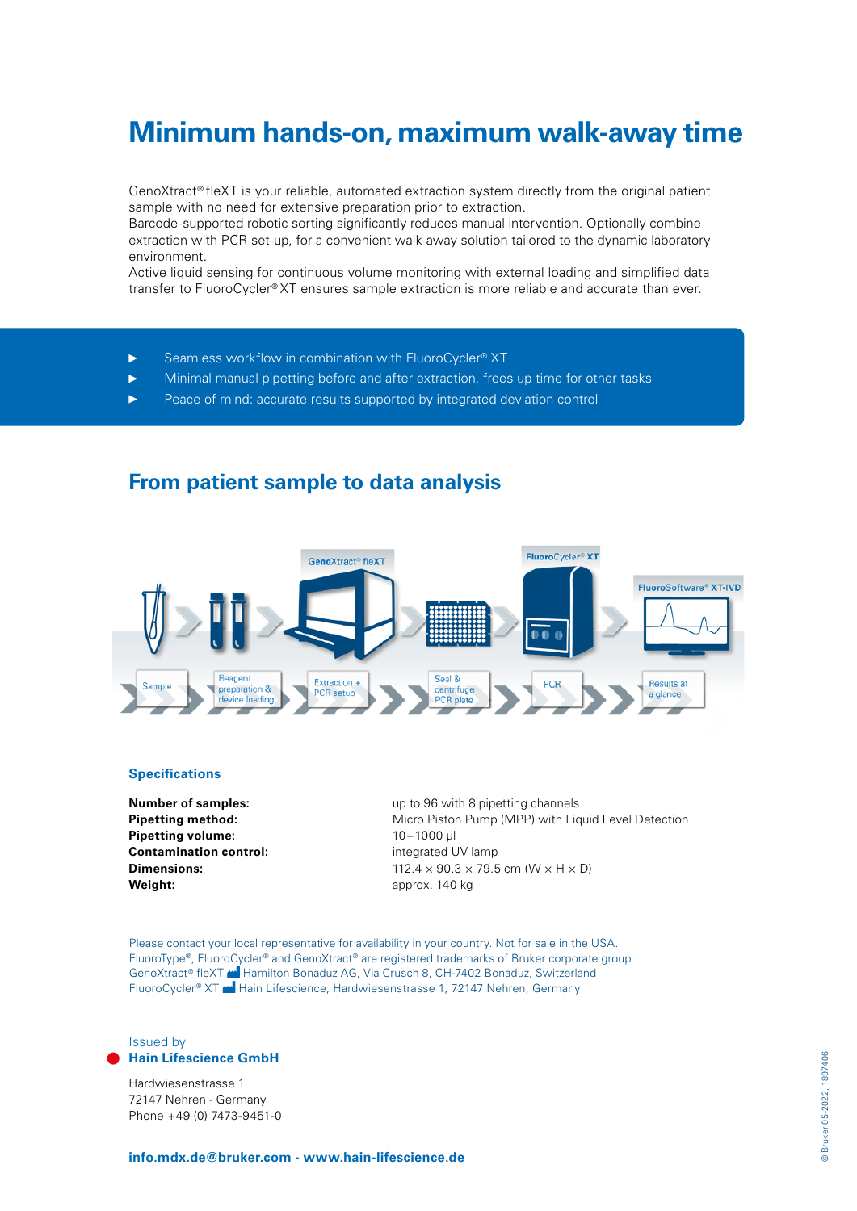# Minimum hands-on, maximum walk-away time

GenoXtract® fleXT is your reliable, automated extraction system directly from the original patient sample with no need for extensive preparation prior to extraction.
Barcode-supported robotic sorting significantly reduces manual intervention. Optionally combine extraction with PCR set-up, for a convenient walk-away solution tailored to the dynamic laboratory environment.
Active liquid sensing for continuous volume monitoring with external loading and simplified data transfer to FluoroCycler® XT ensures sample extraction is more reliable and accurate than ever.

- Seamless workflow in combination with FluoroCycler® XT
- Minimal manual pipetting before and after extraction, frees up time for other tasks
- Peace of mind: accurate results supported by integrated deviation control

## From patient sample to data analysis

GenoXtract® fleXT
FluoroCycler® XT
FluoroSoftware® XT-IVD

Sample
Reagent preparation & device loading
Extraction + PCR setup
Seal & centrifuge PCR plate
PCR
Results at a glance

### Specifications

| | |
|---|---|
| **Number of samples:** | up to 96 with 8 pipetting channels |
| **Pipetting method:** | Micro Piston Pump (MPP) with Liquid Level Detection |
| **Pipetting volume:** | 10 – 1000 µl |
| **Contamination control:** | integrated UV lamp |
| **Dimensions:** | 112.4 × 90.3 × 79.5 cm (W × H × D) |
| **Weight:** | approx. 140 kg |

Please contact your local representative for availability in your country. Not for sale in the USA.
FluoroType®, FluoroCycler® and GenoXtract® are registered trademarks of Bruker corporate group
GenoXtract® fleXT Hamilton Bonaduz AG, Via Crusch 8, CH-7402 Bonaduz, Switzerland
FluoroCycler® XT Hain Lifescience, Hardwiesenstrasse 1, 72147 Nehren, Germany

Issued by
**Hain Lifescience GmbH**

Hardwiesenstrasse 1
72147 Nehren - Germany
Phone +49 (0) 7473-9451-0

**info.mdx.de@bruker.com - www.hain-lifescience.de**

© Bruker 05-2022, 1897406